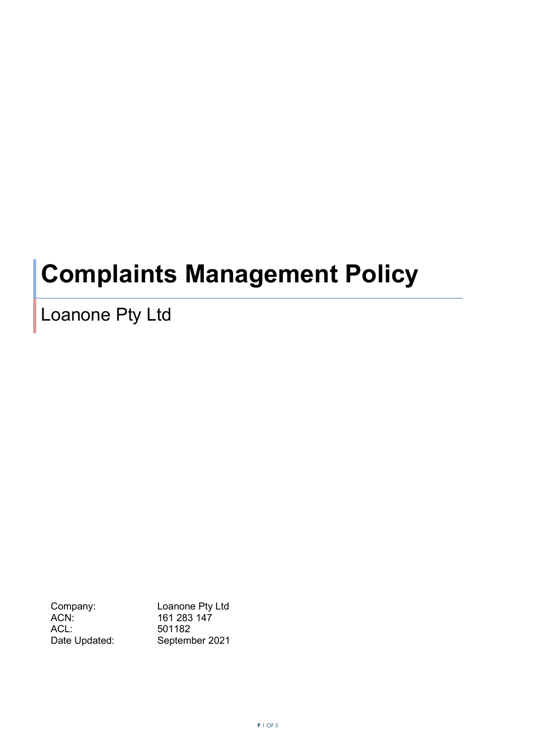# Complaints Management Policy

## Loanone Pty Ltd

| | |
|---|---|
| Company: | Loanone Pty Ltd |
| ACN: | 161 283 147 |
| ACL: | 501182 |
| Date Updated: | September 2021 |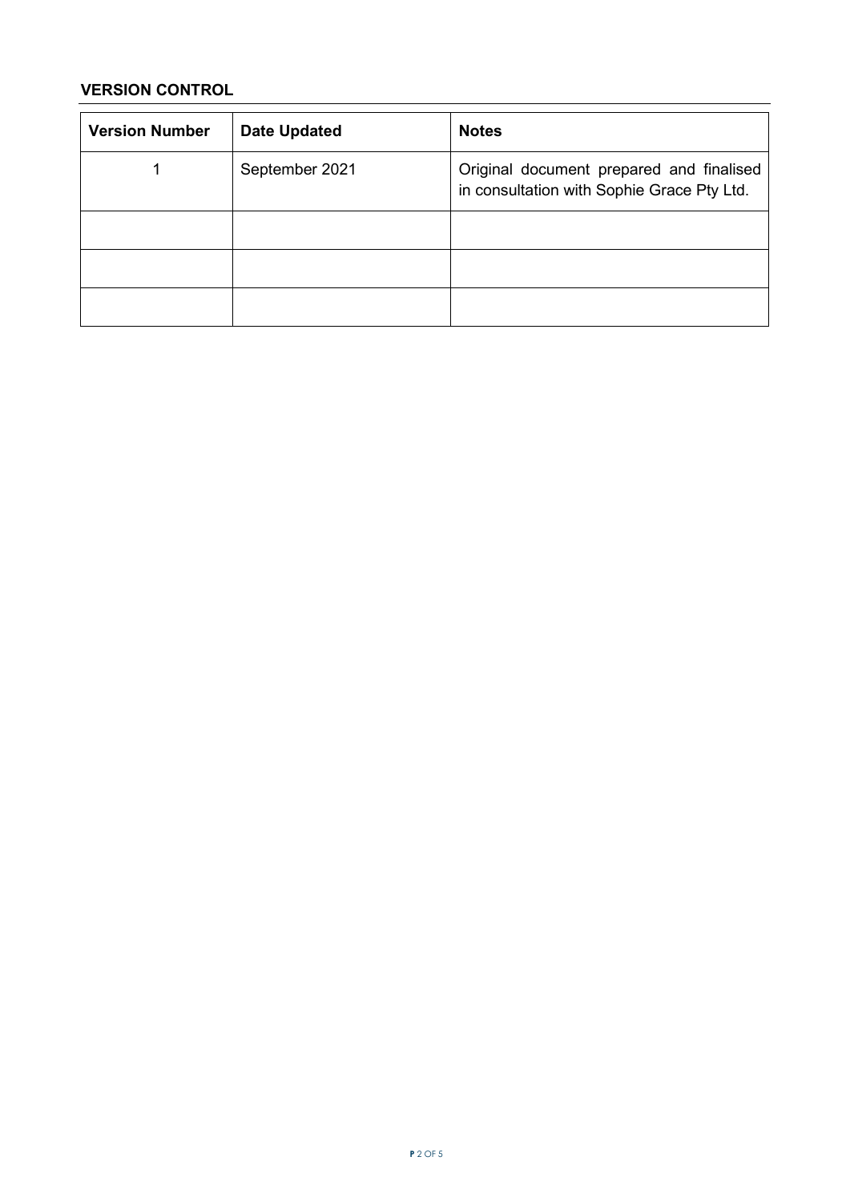## VERSION CONTROL

| Version Number | Date Updated | Notes |
|---|---|---|
| 1 | September 2021 | Original document prepared and finalised in consultation with Sophie Grace Pty Ltd. |
| | | |
| | | |
| | | |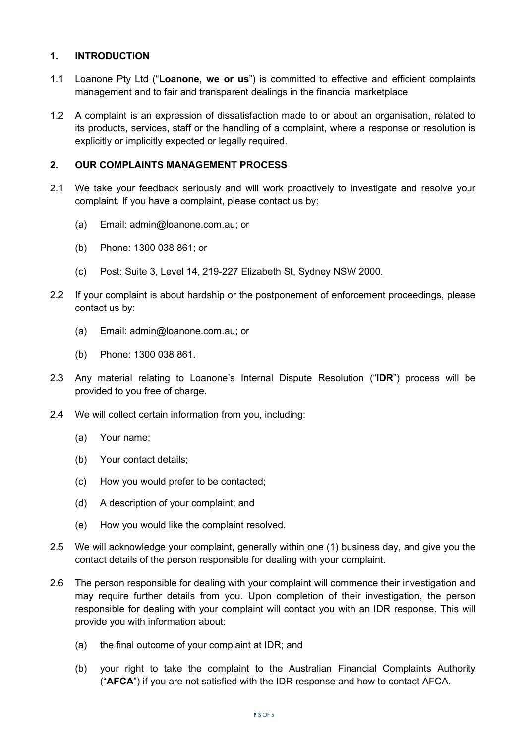## 1. INTRODUCTION

1.1 Loanone Pty Ltd ("**Loanone, we or us**") is committed to effective and efficient complaints management and to fair and transparent dealings in the financial marketplace

1.2 A complaint is an expression of dissatisfaction made to or about an organisation, related to its products, services, staff or the handling of a complaint, where a response or resolution is explicitly or implicitly expected or legally required.

## 2. OUR COMPLAINTS MANAGEMENT PROCESS

2.1 We take your feedback seriously and will work proactively to investigate and resolve your complaint. If you have a complaint, please contact us by:

- (a) Email: admin@loanone.com.au; or
- (b) Phone: 1300 038 861; or
- (c) Post: Suite 3, Level 14, 219-227 Elizabeth St, Sydney NSW 2000.

2.2 If your complaint is about hardship or the postponement of enforcement proceedings, please contact us by:

- (a) Email: admin@loanone.com.au; or
- (b) Phone: 1300 038 861.

2.3 Any material relating to Loanone's Internal Dispute Resolution ("**IDR**") process will be provided to you free of charge.

2.4 We will collect certain information from you, including:

- (a) Your name;
- (b) Your contact details;
- (c) How you would prefer to be contacted;
- (d) A description of your complaint; and
- (e) How you would like the complaint resolved.

2.5 We will acknowledge your complaint, generally within one (1) business day, and give you the contact details of the person responsible for dealing with your complaint.

2.6 The person responsible for dealing with your complaint will commence their investigation and may require further details from you. Upon completion of their investigation, the person responsible for dealing with your complaint will contact you with an IDR response. This will provide you with information about:

- (a) the final outcome of your complaint at IDR; and
- (b) your right to take the complaint to the Australian Financial Complaints Authority ("**AFCA**") if you are not satisfied with the IDR response and how to contact AFCA.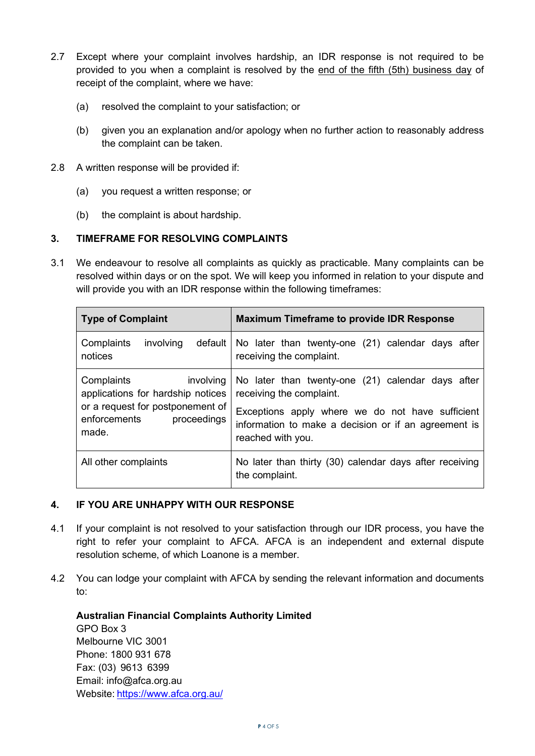2.7 Except where your complaint involves hardship, an IDR response is not required to be provided to you when a complaint is resolved by the <u>end of the fifth (5th) business day</u> of receipt of the complaint, where we have:

(a) resolved the complaint to your satisfaction; or

(b) given you an explanation and/or apology when no further action to reasonably address the complaint can be taken.

2.8 A written response will be provided if:

(a) you request a written response; or

(b) the complaint is about hardship.

## 3. TIMEFRAME FOR RESOLVING COMPLAINTS

3.1 We endeavour to resolve all complaints as quickly as practicable. Many complaints can be resolved within days or on the spot. We will keep you informed in relation to your dispute and will provide you with an IDR response within the following timeframes:

| Type of Complaint | Maximum Timeframe to provide IDR Response |
|---|---|
| Complaints involving default notices | No later than twenty-one (21) calendar days after receiving the complaint. |
| Complaints involving applications for hardship notices or a request for postponement of enforcements proceedings made. | No later than twenty-one (21) calendar days after receiving the complaint.<br>Exceptions apply where we do not have sufficient information to make a decision or if an agreement is reached with you. |
| All other complaints | No later than thirty (30) calendar days after receiving the complaint. |

## 4. IF YOU ARE UNHAPPY WITH OUR RESPONSE

4.1 If your complaint is not resolved to your satisfaction through our IDR process, you have the right to refer your complaint to AFCA. AFCA is an independent and external dispute resolution scheme, of which Loanone is a member.

4.2 You can lodge your complaint with AFCA by sending the relevant information and documents to:

**Australian Financial Complaints Authority Limited**
GPO Box 3
Melbourne VIC 3001
Phone: 1800 931 678
Fax: (03) 9613 6399
Email: info@afca.org.au
Website: https://www.afca.org.au/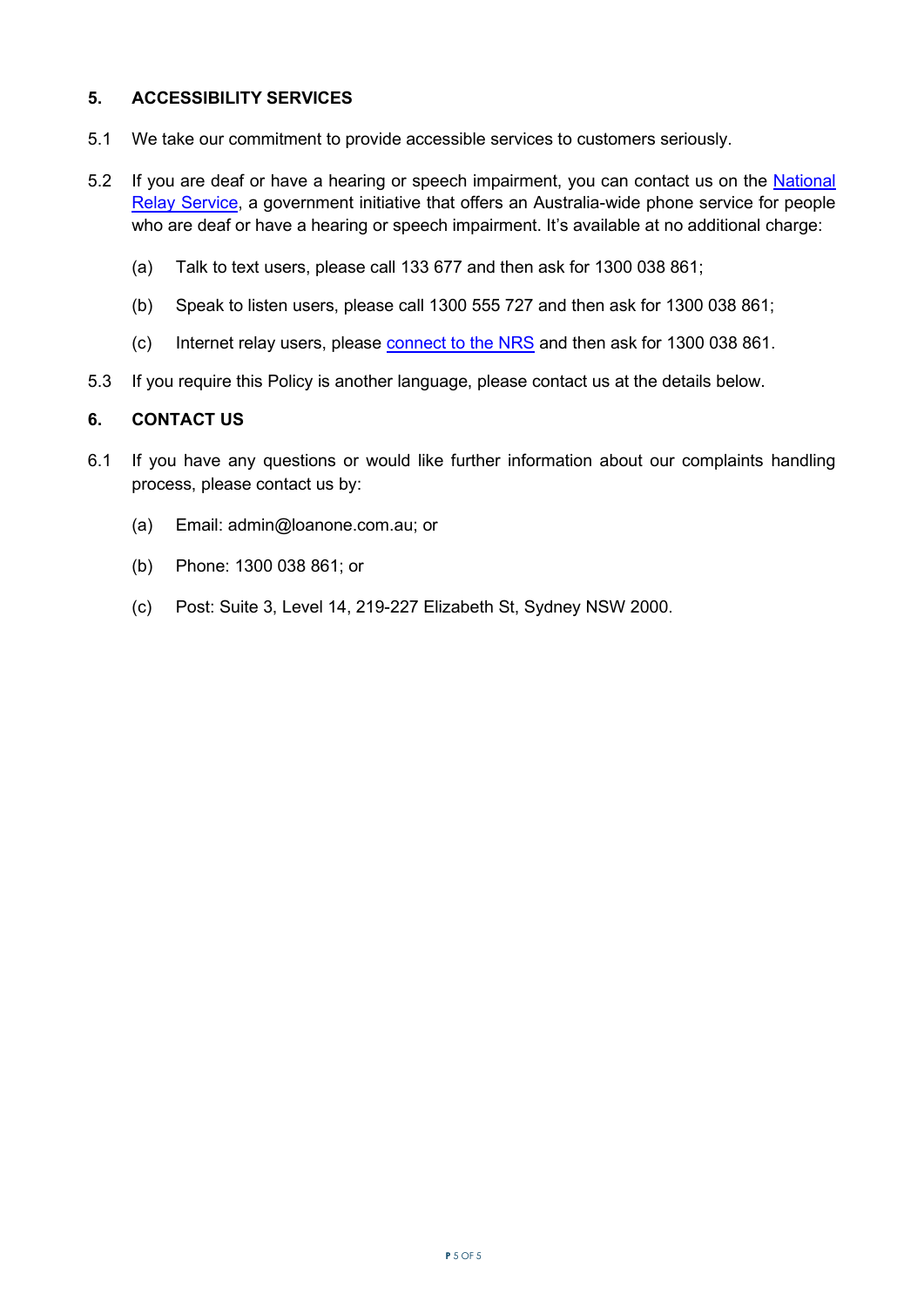## 5. ACCESSIBILITY SERVICES

5.1 We take our commitment to provide accessible services to customers seriously.

5.2 If you are deaf or have a hearing or speech impairment, you can contact us on the National Relay Service, a government initiative that offers an Australia-wide phone service for people who are deaf or have a hearing or speech impairment. It's available at no additional charge:

(a) Talk to text users, please call 133 677 and then ask for 1300 038 861;

(b) Speak to listen users, please call 1300 555 727 and then ask for 1300 038 861;

(c) Internet relay users, please connect to the NRS and then ask for 1300 038 861.

5.3 If you require this Policy is another language, please contact us at the details below.

## 6. CONTACT US

6.1 If you have any questions or would like further information about our complaints handling process, please contact us by:

(a) Email: admin@loanone.com.au; or

(b) Phone: 1300 038 861; or

(c) Post: Suite 3, Level 14, 219-227 Elizabeth St, Sydney NSW 2000.